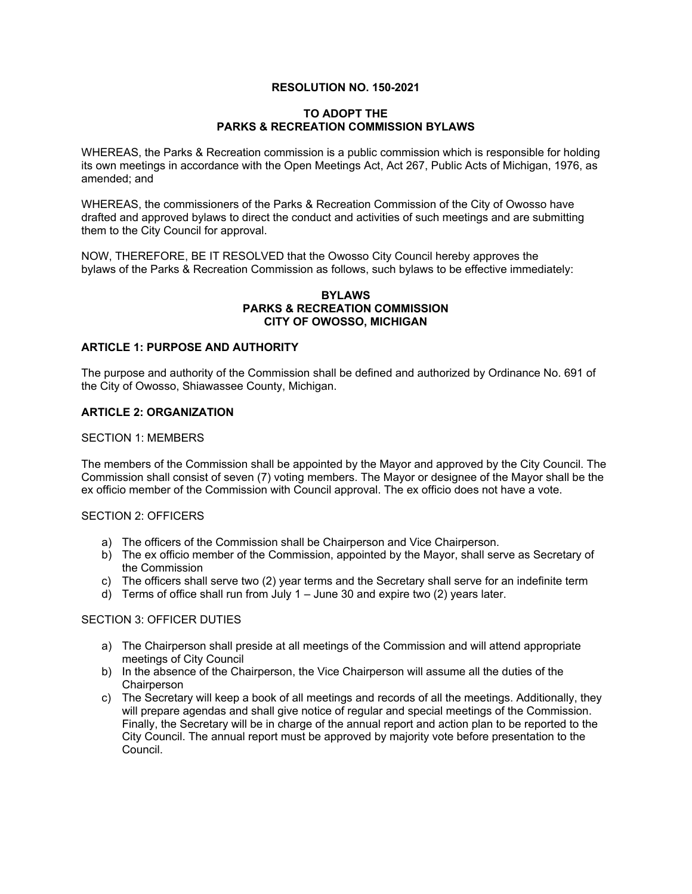**RESOLUTION NO. 150-2021**

**TO ADOPT THE PARKS & RECREATION COMMISSION BYLAWS**

WHEREAS, the Parks & Recreation commission is a public commission which is responsible for holding its own meetings in accordance with the Open Meetings Act, Act 267, Public Acts of Michigan, 1976, as amended; and

WHEREAS, the commissioners of the Parks & Recreation Commission of the City of Owosso have drafted and approved bylaws to direct the conduct and activities of such meetings and are submitting them to the City Council for approval.

NOW, THEREFORE, BE IT RESOLVED that the Owosso City Council hereby approves the bylaws of the Parks & Recreation Commission as follows, such bylaws to be effective immediately:

**BYLAWS**
**PARKS & RECREATION COMMISSION**
**CITY OF OWOSSO, MICHIGAN**

**ARTICLE 1: PURPOSE AND AUTHORITY**

The purpose and authority of the Commission shall be defined and authorized by Ordinance No. 691 of the City of Owosso, Shiawassee County, Michigan.

**ARTICLE 2: ORGANIZATION**

SECTION 1: MEMBERS

The members of the Commission shall be appointed by the Mayor and approved by the City Council. The Commission shall consist of seven (7) voting members. The Mayor or designee of the Mayor shall be the ex officio member of the Commission with Council approval. The ex officio does not have a vote.

SECTION 2: OFFICERS

a) The officers of the Commission shall be Chairperson and Vice Chairperson.
b) The ex officio member of the Commission, appointed by the Mayor, shall serve as Secretary of the Commission
c) The officers shall serve two (2) year terms and the Secretary shall serve for an indefinite term
d) Terms of office shall run from July 1 – June 30 and expire two (2) years later.

SECTION 3: OFFICER DUTIES

a) The Chairperson shall preside at all meetings of the Commission and will attend appropriate meetings of City Council
b) In the absence of the Chairperson, the Vice Chairperson will assume all the duties of the Chairperson
c) The Secretary will keep a book of all meetings and records of all the meetings. Additionally, they will prepare agendas and shall give notice of regular and special meetings of the Commission. Finally, the Secretary will be in charge of the annual report and action plan to be reported to the City Council. The annual report must be approved by majority vote before presentation to the Council.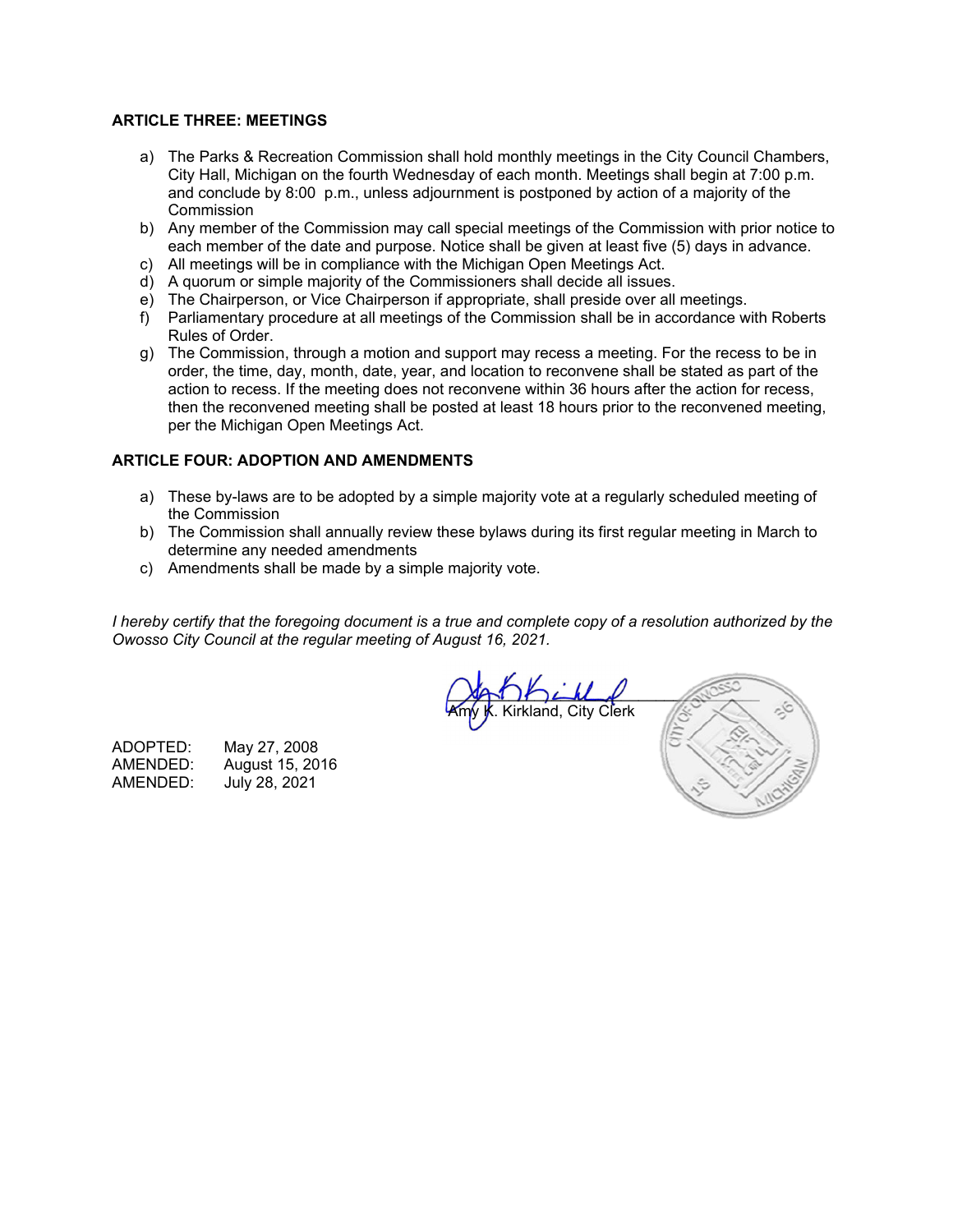**ARTICLE THREE: MEETINGS**

a) The Parks & Recreation Commission shall hold monthly meetings in the City Council Chambers, City Hall, Michigan on the fourth Wednesday of each month. Meetings shall begin at 7:00 p.m. and conclude by 8:00 p.m., unless adjournment is postponed by action of a majority of the Commission
b) Any member of the Commission may call special meetings of the Commission with prior notice to each member of the date and purpose. Notice shall be given at least five (5) days in advance.
c) All meetings will be in compliance with the Michigan Open Meetings Act.
d) A quorum or simple majority of the Commissioners shall decide all issues.
e) The Chairperson, or Vice Chairperson if appropriate, shall preside over all meetings.
f) Parliamentary procedure at all meetings of the Commission shall be in accordance with Roberts Rules of Order.
g) The Commission, through a motion and support may recess a meeting. For the recess to be in order, the time, day, month, date, year, and location to reconvene shall be stated as part of the action to recess. If the meeting does not reconvene within 36 hours after the action for recess, then the reconvened meeting shall be posted at least 18 hours prior to the reconvened meeting, per the Michigan Open Meetings Act.

**ARTICLE FOUR: ADOPTION AND AMENDMENTS**

a) These by-laws are to be adopted by a simple majority vote at a regularly scheduled meeting of the Commission
b) The Commission shall annually review these bylaws during its first regular meeting in March to determine any needed amendments
c) Amendments shall be made by a simple majority vote.

*I hereby certify that the foregoing document is a true and complete copy of a resolution authorized by the Owosso City Council at the regular meeting of August 16, 2021.*

Amy K. Kirkland, City Clerk

CITY OF OWOSSO 18 36 MICHIGAN

ADOPTED: May 27, 2008
AMENDED: August 15, 2016
AMENDED: July 28, 2021